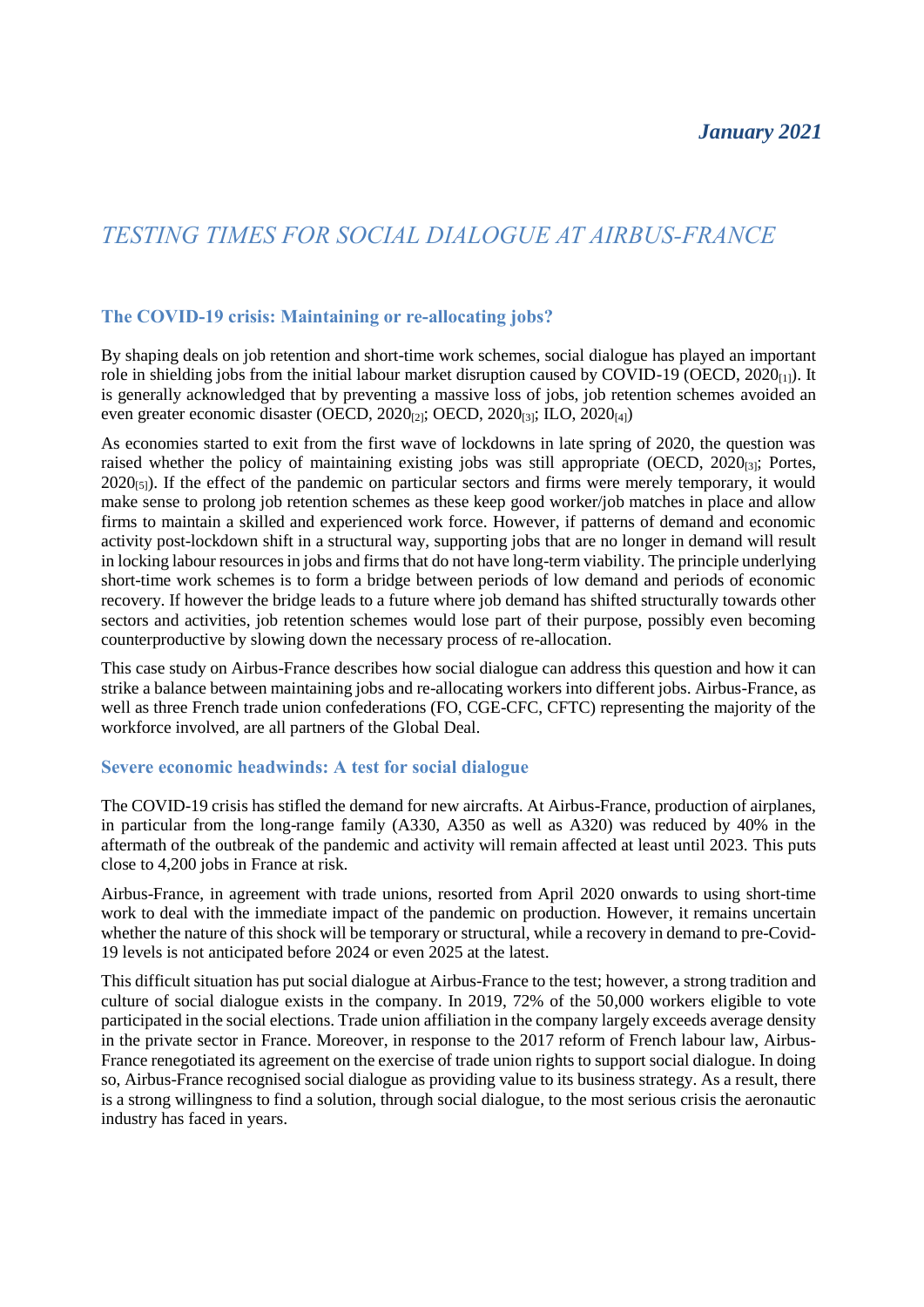*January 2021*

# *TESTING TIMES FOR SOCIAL DIALOGUE AT AIRBUS-FRANCE*

## The COVID-19 crisis: Maintaining or re-allocating jobs?

By shaping deals on job retention and short-time work schemes, social dialogue has played an important role in shielding jobs from the initial labour market disruption caused by COVID-19 (OECD, 2020[1]). It is generally acknowledged that by preventing a massive loss of jobs, job retention schemes avoided an even greater economic disaster (OECD, 2020[2]; OECD, 2020[3]; ILO, 2020[4])

As economies started to exit from the first wave of lockdowns in late spring of 2020, the question was raised whether the policy of maintaining existing jobs was still appropriate (OECD, 2020[3]; Portes, 2020[5]). If the effect of the pandemic on particular sectors and firms were merely temporary, it would make sense to prolong job retention schemes as these keep good worker/job matches in place and allow firms to maintain a skilled and experienced work force. However, if patterns of demand and economic activity post-lockdown shift in a structural way, supporting jobs that are no longer in demand will result in locking labour resources in jobs and firms that do not have long-term viability. The principle underlying short-time work schemes is to form a bridge between periods of low demand and periods of economic recovery. If however the bridge leads to a future where job demand has shifted structurally towards other sectors and activities, job retention schemes would lose part of their purpose, possibly even becoming counterproductive by slowing down the necessary process of re-allocation.

This case study on Airbus-France describes how social dialogue can address this question and how it can strike a balance between maintaining jobs and re-allocating workers into different jobs. Airbus-France, as well as three French trade union confederations (FO, CGE-CFC, CFTC) representing the majority of the workforce involved, are all partners of the Global Deal.

## Severe economic headwinds: A test for social dialogue

The COVID-19 crisis has stifled the demand for new aircrafts. At Airbus-France, production of airplanes, in particular from the long-range family (A330, A350 as well as A320) was reduced by 40% in the aftermath of the outbreak of the pandemic and activity will remain affected at least until 2023. This puts close to 4,200 jobs in France at risk.

Airbus-France, in agreement with trade unions, resorted from April 2020 onwards to using short-time work to deal with the immediate impact of the pandemic on production. However, it remains uncertain whether the nature of this shock will be temporary or structural, while a recovery in demand to pre-Covid-19 levels is not anticipated before 2024 or even 2025 at the latest.

This difficult situation has put social dialogue at Airbus-France to the test; however, a strong tradition and culture of social dialogue exists in the company. In 2019, 72% of the 50,000 workers eligible to vote participated in the social elections. Trade union affiliation in the company largely exceeds average density in the private sector in France. Moreover, in response to the 2017 reform of French labour law, Airbus-France renegotiated its agreement on the exercise of trade union rights to support social dialogue. In doing so, Airbus-France recognised social dialogue as providing value to its business strategy. As a result, there is a strong willingness to find a solution, through social dialogue, to the most serious crisis the aeronautic industry has faced in years.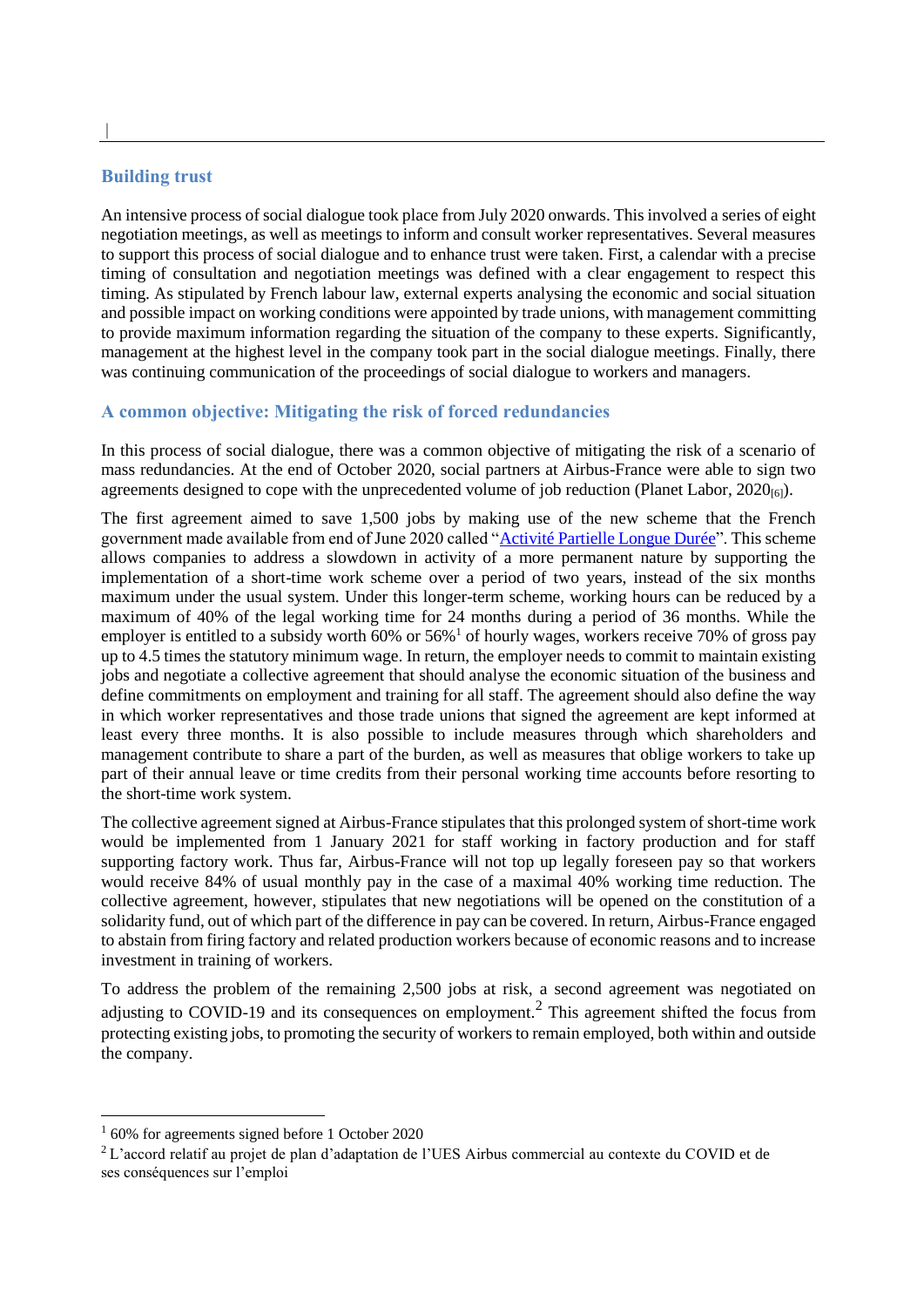## Building trust

An intensive process of social dialogue took place from July 2020 onwards. This involved a series of eight negotiation meetings, as well as meetings to inform and consult worker representatives. Several measures to support this process of social dialogue and to enhance trust were taken. First, a calendar with a precise timing of consultation and negotiation meetings was defined with a clear engagement to respect this timing. As stipulated by French labour law, external experts analysing the economic and social situation and possible impact on working conditions were appointed by trade unions, with management committing to provide maximum information regarding the situation of the company to these experts. Significantly, management at the highest level in the company took part in the social dialogue meetings. Finally, there was continuing communication of the proceedings of social dialogue to workers and managers.

## A common objective: Mitigating the risk of forced redundancies

In this process of social dialogue, there was a common objective of mitigating the risk of a scenario of mass redundancies. At the end of October 2020, social partners at Airbus-France were able to sign two agreements designed to cope with the unprecedented volume of job reduction (Planet Labor, 2020[6]).

The first agreement aimed to save 1,500 jobs by making use of the new scheme that the French government made available from end of June 2020 called "Activité Partielle Longue Durée". This scheme allows companies to address a slowdown in activity of a more permanent nature by supporting the implementation of a short-time work scheme over a period of two years, instead of the six months maximum under the usual system. Under this longer-term scheme, working hours can be reduced by a maximum of 40% of the legal working time for 24 months during a period of 36 months. While the employer is entitled to a subsidy worth 60% or 56%[1] of hourly wages, workers receive 70% of gross pay up to 4.5 times the statutory minimum wage. In return, the employer needs to commit to maintain existing jobs and negotiate a collective agreement that should analyse the economic situation of the business and define commitments on employment and training for all staff. The agreement should also define the way in which worker representatives and those trade unions that signed the agreement are kept informed at least every three months. It is also possible to include measures through which shareholders and management contribute to share a part of the burden, as well as measures that oblige workers to take up part of their annual leave or time credits from their personal working time accounts before resorting to the short-time work system.

The collective agreement signed at Airbus-France stipulates that this prolonged system of short-time work would be implemented from 1 January 2021 for staff working in factory production and for staff supporting factory work. Thus far, Airbus-France will not top up legally foreseen pay so that workers would receive 84% of usual monthly pay in the case of a maximal 40% working time reduction. The collective agreement, however, stipulates that new negotiations will be opened on the constitution of a solidarity fund, out of which part of the difference in pay can be covered. In return, Airbus-France engaged to abstain from firing factory and related production workers because of economic reasons and to increase investment in training of workers.

To address the problem of the remaining 2,500 jobs at risk, a second agreement was negotiated on adjusting to COVID-19 and its consequences on employment.[2] This agreement shifted the focus from protecting existing jobs, to promoting the security of workers to remain employed, both within and outside the company.

---

[1] 60% for agreements signed before 1 October 2020

[2] L'accord relatif au projet de plan d'adaptation de l'UES Airbus commercial au contexte du COVID et de ses conséquences sur l'emploi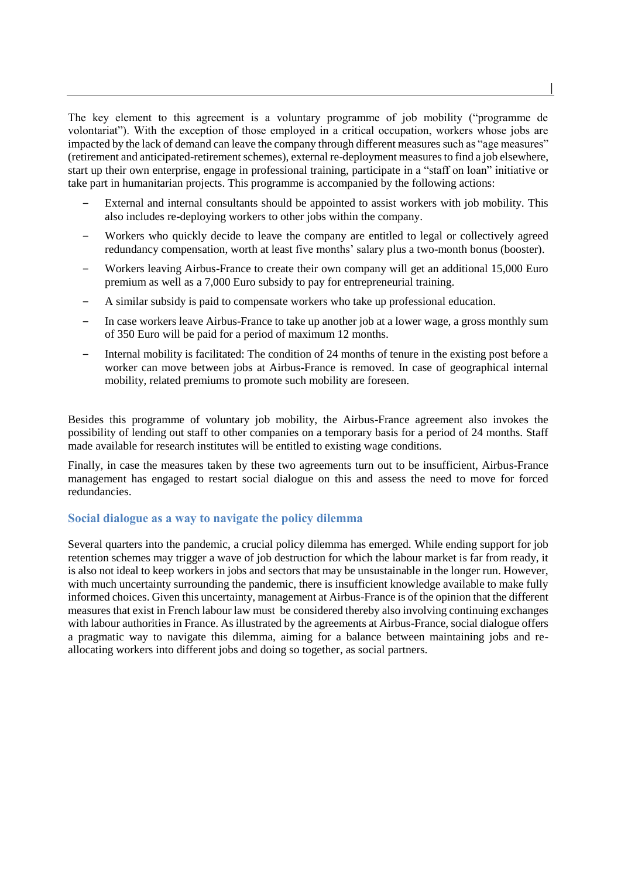The key element to this agreement is a voluntary programme of job mobility ("programme de volontariat"). With the exception of those employed in a critical occupation, workers whose jobs are impacted by the lack of demand can leave the company through different measures such as "age measures" (retirement and anticipated-retirement schemes), external re-deployment measures to find a job elsewhere, start up their own enterprise, engage in professional training, participate in a "staff on loan" initiative or take part in humanitarian projects. This programme is accompanied by the following actions:

- External and internal consultants should be appointed to assist workers with job mobility. This also includes re-deploying workers to other jobs within the company.
- Workers who quickly decide to leave the company are entitled to legal or collectively agreed redundancy compensation, worth at least five months' salary plus a two-month bonus (booster).
- Workers leaving Airbus-France to create their own company will get an additional 15,000 Euro premium as well as a 7,000 Euro subsidy to pay for entrepreneurial training.
- A similar subsidy is paid to compensate workers who take up professional education.
- In case workers leave Airbus-France to take up another job at a lower wage, a gross monthly sum of 350 Euro will be paid for a period of maximum 12 months.
- Internal mobility is facilitated: The condition of 24 months of tenure in the existing post before a worker can move between jobs at Airbus-France is removed. In case of geographical internal mobility, related premiums to promote such mobility are foreseen.

Besides this programme of voluntary job mobility, the Airbus-France agreement also invokes the possibility of lending out staff to other companies on a temporary basis for a period of 24 months. Staff made available for research institutes will be entitled to existing wage conditions.

Finally, in case the measures taken by these two agreements turn out to be insufficient, Airbus-France management has engaged to restart social dialogue on this and assess the need to move for forced redundancies.

### Social dialogue as a way to navigate the policy dilemma

Several quarters into the pandemic, a crucial policy dilemma has emerged. While ending support for job retention schemes may trigger a wave of job destruction for which the labour market is far from ready, it is also not ideal to keep workers in jobs and sectors that may be unsustainable in the longer run. However, with much uncertainty surrounding the pandemic, there is insufficient knowledge available to make fully informed choices. Given this uncertainty, management at Airbus-France is of the opinion that the different measures that exist in French labour law must be considered thereby also involving continuing exchanges with labour authorities in France. As illustrated by the agreements at Airbus-France, social dialogue offers a pragmatic way to navigate this dilemma, aiming for a balance between maintaining jobs and re-allocating workers into different jobs and doing so together, as social partners.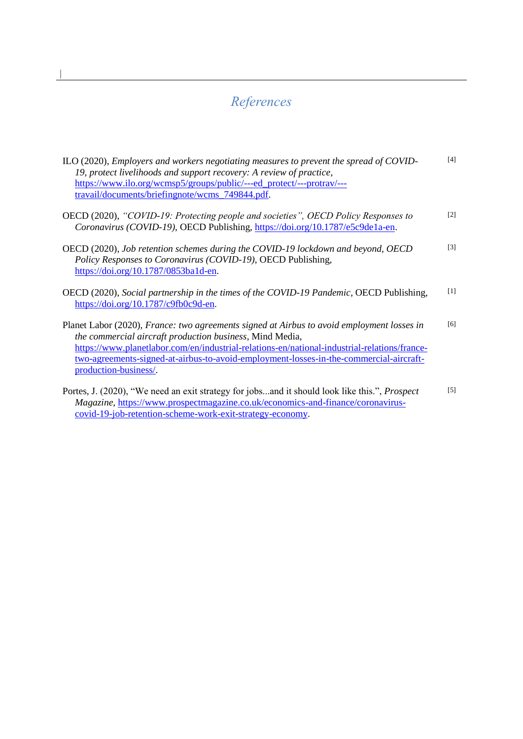# *References*

ILO (2020), *Employers and workers negotiating measures to prevent the spread of COVID-19, protect livelihoods and support recovery: A review of practice*, https://www.ilo.org/wcmsp5/groups/public/---ed_protect/---protrav/---travail/documents/briefingnote/wcms_749844.pdf. [4]

OECD (2020), *"COVID-19: Protecting people and societies", OECD Policy Responses to Coronavirus (COVID-19)*, OECD Publishing, https://doi.org/10.1787/e5c9de1a-en. [2]

OECD (2020), *Job retention schemes during the COVID-19 lockdown and beyond, OECD Policy Responses to Coronavirus (COVID-19)*, OECD Publishing, https://doi.org/10.1787/0853ba1d-en. [3]

OECD (2020), *Social partnership in the times of the COVID-19 Pandemic*, OECD Publishing, https://doi.org/10.1787/c9fb0c9d-en. [1]

Planet Labor (2020), *France: two agreements signed at Airbus to avoid employment losses in the commercial aircraft production business*, Mind Media, https://www.planetlabor.com/en/industrial-relations-en/national-industrial-relations/france-two-agreements-signed-at-airbus-to-avoid-employment-losses-in-the-commercial-aircraft-production-business/. [6]

Portes, J. (2020), "We need an exit strategy for jobs...and it should look like this.", *Prospect Magazine*, https://www.prospectmagazine.co.uk/economics-and-finance/coronavirus-covid-19-job-retention-scheme-work-exit-strategy-economy. [5]